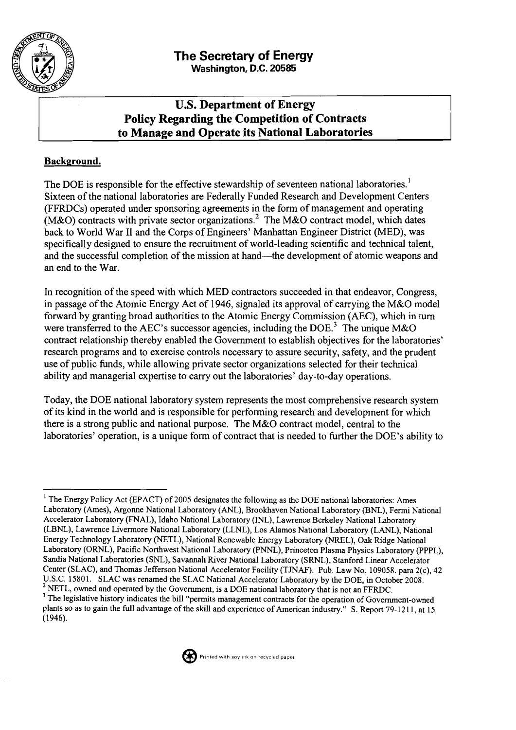# The Secretary of Energy

**Washington, D.C. 20585**

## U.S. Department of Energy Policy Regarding the Competition of Contracts to Manage and Operate its National Laboratories

### Background.

The DOE is responsible for the effective stewardship of seventeen national laboratories.[1] Sixteen of the national laboratories are Federally Funded Research and Development Centers (FFRDCs) operated under sponsoring agreements in the form of management and operating (M&O) contracts with private sector organizations.[2] The M&O contract model, which dates back to World War II and the Corps of Engineers' Manhattan Engineer District (MED), was specifically designed to ensure the recruitment of world-leading scientific and technical talent, and the successful completion of the mission at hand—the development of atomic weapons and an end to the War.

In recognition of the speed with which MED contractors succeeded in that endeavor, Congress, in passage of the Atomic Energy Act of 1946, signaled its approval of carrying the M&O model forward by granting broad authorities to the Atomic Energy Commission (AEC), which in turn were transferred to the AEC's successor agencies, including the DOE.[3] The unique M&O contract relationship thereby enabled the Government to establish objectives for the laboratories' research programs and to exercise controls necessary to assure security, safety, and the prudent use of public funds, while allowing private sector organizations selected for their technical ability and managerial expertise to carry out the laboratories' day-to-day operations.

Today, the DOE national laboratory system represents the most comprehensive research system of its kind in the world and is responsible for performing research and development for which there is a strong public and national purpose. The M&O contract model, central to the laboratories' operation, is a unique form of contract that is needed to further the DOE's ability to

---

[1] The Energy Policy Act (EPACT) of 2005 designates the following as the DOE national laboratories: Ames Laboratory (Ames), Argonne National Laboratory (ANL), Brookhaven National Laboratory (BNL), Fermi National Accelerator Laboratory (FNAL), Idaho National Laboratory (INL), Lawrence Berkeley National Laboratory (LBNL), Lawrence Livermore National Laboratory (LLNL), Los Alamos National Laboratory (LANL), National Energy Technology Laboratory (NETL), National Renewable Energy Laboratory (NREL), Oak Ridge National Laboratory (ORNL), Pacific Northwest National Laboratory (PNNL), Princeton Plasma Physics Laboratory (PPPL), Sandia National Laboratories (SNL), Savannah River National Laboratory (SRNL), Stanford Linear Accelerator Center (SLAC), and Thomas Jefferson National Accelerator Facility (TJNAF). Pub. Law No. 109058. para 2(c), 42 U.S.C. 15801. SLAC was renamed the SLAC National Accelerator Laboratory by the DOE, in October 2008.

[2] NETL, owned and operated by the Government, is a DOE national laboratory that is not an FFRDC.

[3] The legislative history indicates the bill "permits management contracts for the operation of Government-owned plants so as to gain the full advantage of the skill and experience of American industry." S. Report 79-1211, at 15 (1946).

Printed with soy ink on recycled paper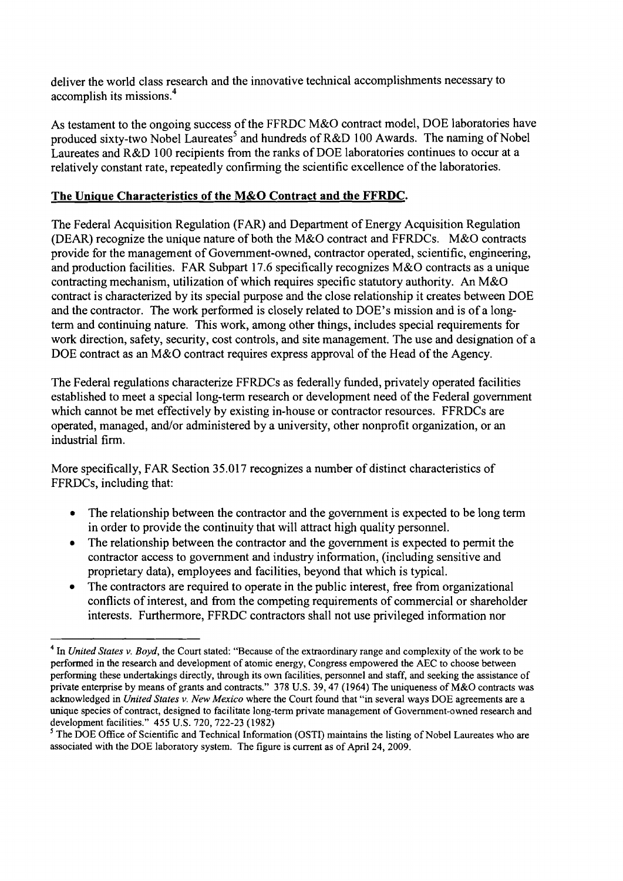deliver the world class research and the innovative technical accomplishments necessary to accomplish its missions.[4]

As testament to the ongoing success of the FFRDC M&O contract model, DOE laboratories have produced sixty-two Nobel Laureates[5] and hundreds of R&D 100 Awards. The naming of Nobel Laureates and R&D 100 recipients from the ranks of DOE laboratories continues to occur at a relatively constant rate, repeatedly confirming the scientific excellence of the laboratories.

**The Unique Characteristics of the M&O Contract and the FFRDC.**

The Federal Acquisition Regulation (FAR) and Department of Energy Acquisition Regulation (DEAR) recognize the unique nature of both the M&O contract and FFRDCs. M&O contracts provide for the management of Government-owned, contractor operated, scientific, engineering, and production facilities. FAR Subpart 17.6 specifically recognizes M&O contracts as a unique contracting mechanism, utilization of which requires specific statutory authority. An M&O contract is characterized by its special purpose and the close relationship it creates between DOE and the contractor. The work performed is closely related to DOE's mission and is of a long-term and continuing nature. This work, among other things, includes special requirements for work direction, safety, security, cost controls, and site management. The use and designation of a DOE contract as an M&O contract requires express approval of the Head of the Agency.

The Federal regulations characterize FFRDCs as federally funded, privately operated facilities established to meet a special long-term research or development need of the Federal government which cannot be met effectively by existing in-house or contractor resources. FFRDCs are operated, managed, and/or administered by a university, other nonprofit organization, or an industrial firm.

More specifically, FAR Section 35.017 recognizes a number of distinct characteristics of FFRDCs, including that:

- The relationship between the contractor and the government is expected to be long term in order to provide the continuity that will attract high quality personnel.
- The relationship between the contractor and the government is expected to permit the contractor access to government and industry information, (including sensitive and proprietary data), employees and facilities, beyond that which is typical.
- The contractors are required to operate in the public interest, free from organizational conflicts of interest, and from the competing requirements of commercial or shareholder interests. Furthermore, FFRDC contractors shall not use privileged information nor

---

[4] In *United States v. Boyd*, the Court stated: "Because of the extraordinary range and complexity of the work to be performed in the research and development of atomic energy, Congress empowered the AEC to choose between performing these undertakings directly, through its own facilities, personnel and staff, and seeking the assistance of private enterprise by means of grants and contracts." 378 U.S. 39, 47 (1964) The uniqueness of M&O contracts was acknowledged in *United States v. New Mexico* where the Court found that "in several ways DOE agreements are a unique species of contract, designed to facilitate long-term private management of Government-owned research and development facilities." 455 U.S. 720, 722-23 (1982)

[5] The DOE Office of Scientific and Technical Information (OSTI) maintains the listing of Nobel Laureates who are associated with the DOE laboratory system. The figure is current as of April 24, 2009.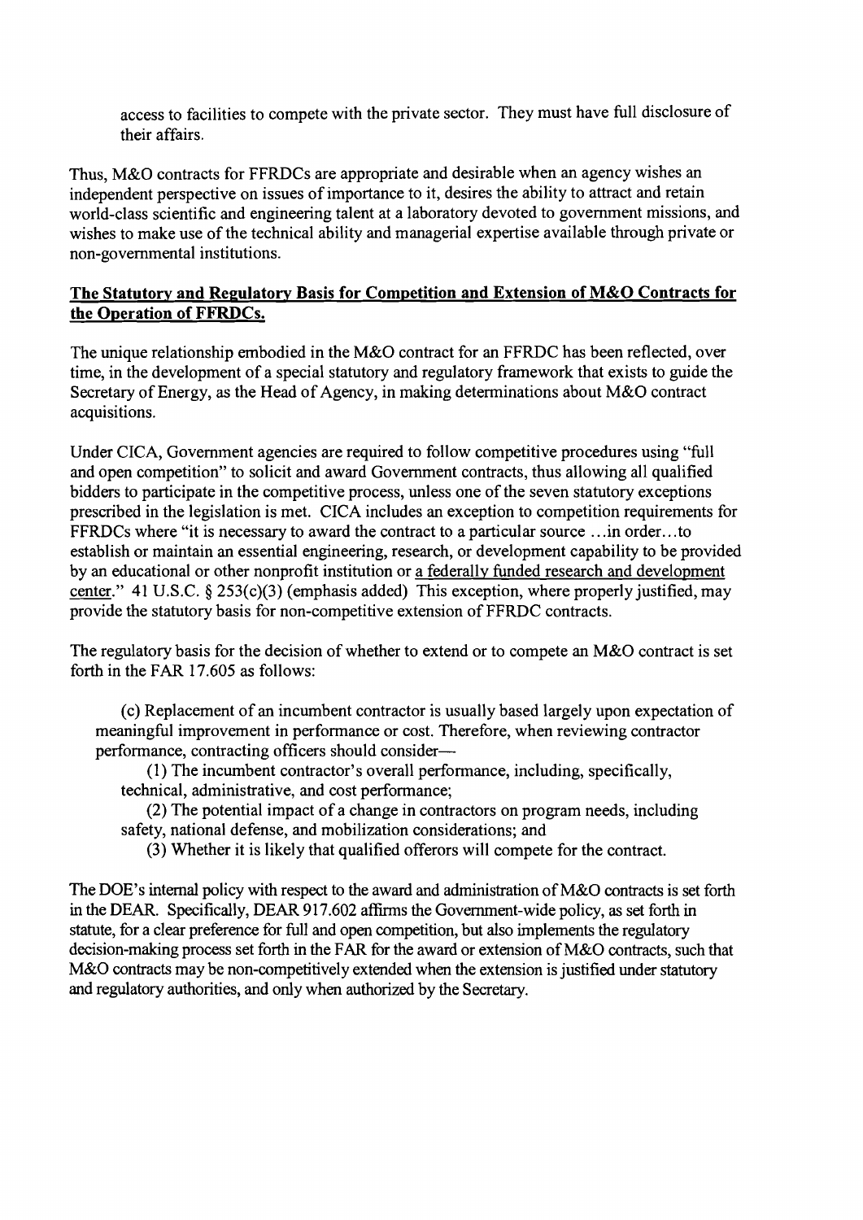access to facilities to compete with the private sector. They must have full disclosure of their affairs.

Thus, M&O contracts for FFRDCs are appropriate and desirable when an agency wishes an independent perspective on issues of importance to it, desires the ability to attract and retain world-class scientific and engineering talent at a laboratory devoted to government missions, and wishes to make use of the technical ability and managerial expertise available through private or non-governmental institutions.

## <u>The Statutory and Regulatory Basis for Competition and Extension of M&O Contracts for the Operation of FFRDCs.</u>

The unique relationship embodied in the M&O contract for an FFRDC has been reflected, over time, in the development of a special statutory and regulatory framework that exists to guide the Secretary of Energy, as the Head of Agency, in making determinations about M&O contract acquisitions.

Under CICA, Government agencies are required to follow competitive procedures using "full and open competition" to solicit and award Government contracts, thus allowing all qualified bidders to participate in the competitive process, unless one of the seven statutory exceptions prescribed in the legislation is met. CICA includes an exception to competition requirements for FFRDCs where "it is necessary to award the contract to a particular source ...in order...to establish or maintain an essential engineering, research, or development capability to be provided by an educational or other nonprofit institution or <u>a federally funded research and development center</u>." 41 U.S.C. § 253(c)(3) (emphasis added) This exception, where properly justified, may provide the statutory basis for non-competitive extension of FFRDC contracts.

The regulatory basis for the decision of whether to extend or to compete an M&O contract is set forth in the FAR 17.605 as follows:

> (c) Replacement of an incumbent contractor is usually based largely upon expectation of meaningful improvement in performance or cost. Therefore, when reviewing contractor performance, contracting officers should consider—
>
> (1) The incumbent contractor's overall performance, including, specifically, technical, administrative, and cost performance;
>
> (2) The potential impact of a change in contractors on program needs, including safety, national defense, and mobilization considerations; and
>
> (3) Whether it is likely that qualified offerors will compete for the contract.

The DOE's internal policy with respect to the award and administration of M&O contracts is set forth in the DEAR. Specifically, DEAR 917.602 affirms the Government-wide policy, as set forth in statute, for a clear preference for full and open competition, but also implements the regulatory decision-making process set forth in the FAR for the award or extension of M&O contracts, such that M&O contracts may be non-competitively extended when the extension is justified under statutory and regulatory authorities, and only when authorized by the Secretary.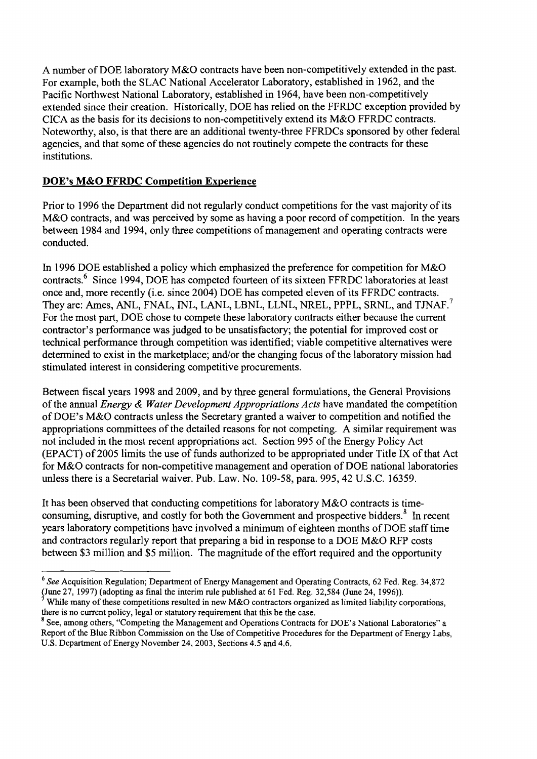A number of DOE laboratory M&O contracts have been non-competitively extended in the past. For example, both the SLAC National Accelerator Laboratory, established in 1962, and the Pacific Northwest National Laboratory, established in 1964, have been non-competitively extended since their creation. Historically, DOE has relied on the FFRDC exception provided by CICA as the basis for its decisions to non-competitively extend its M&O FFRDC contracts. Noteworthy, also, is that there are an additional twenty-three FFRDCs sponsored by other federal agencies, and that some of these agencies do not routinely compete the contracts for these institutions.

**DOE's M&O FFRDC Competition Experience**

Prior to 1996 the Department did not regularly conduct competitions for the vast majority of its M&O contracts, and was perceived by some as having a poor record of competition. In the years between 1984 and 1994, only three competitions of management and operating contracts were conducted.

In 1996 DOE established a policy which emphasized the preference for competition for M&O contracts.[6] Since 1994, DOE has competed fourteen of its sixteen FFRDC laboratories at least once and, more recently (i.e. since 2004) DOE has competed eleven of its FFRDC contracts. They are: Ames, ANL, FNAL, INL, LANL, LBNL, LLNL, NREL, PPPL, SRNL, and TJNAF.[7] For the most part, DOE chose to compete these laboratory contracts either because the current contractor's performance was judged to be unsatisfactory; the potential for improved cost or technical performance through competition was identified; viable competitive alternatives were determined to exist in the marketplace; and/or the changing focus of the laboratory mission had stimulated interest in considering competitive procurements.

Between fiscal years 1998 and 2009, and by three general formulations, the General Provisions of the annual *Energy & Water Development Appropriations Acts* have mandated the competition of DOE's M&O contracts unless the Secretary granted a waiver to competition and notified the appropriations committees of the detailed reasons for not competing. A similar requirement was not included in the most recent appropriations act. Section 995 of the Energy Policy Act (EPACT) of 2005 limits the use of funds authorized to be appropriated under Title IX of that Act for M&O contracts for non-competitive management and operation of DOE national laboratories unless there is a Secretarial waiver. Pub. Law. No. 109-58, para. 995, 42 U.S.C. 16359.

It has been observed that conducting competitions for laboratory M&O contracts is time-consuming, disruptive, and costly for both the Government and prospective bidders.[8] In recent years laboratory competitions have involved a minimum of eighteen months of DOE staff time and contractors regularly report that preparing a bid in response to a DOE M&O RFP costs between \$3 million and \$5 million. The magnitude of the effort required and the opportunity

---

[6] *See* Acquisition Regulation; Department of Energy Management and Operating Contracts, 62 Fed. Reg. 34,872 (June 27, 1997) (adopting as final the interim rule published at 61 Fed. Reg. 32,584 (June 24, 1996)).

[7] While many of these competitions resulted in new M&O contractors organized as limited liability corporations, there is no current policy, legal or statutory requirement that this be the case.

[8] See, among others, "Competing the Management and Operations Contracts for DOE's National Laboratories" a Report of the Blue Ribbon Commission on the Use of Competitive Procedures for the Department of Energy Labs, U.S. Department of Energy November 24, 2003, Sections 4.5 and 4.6.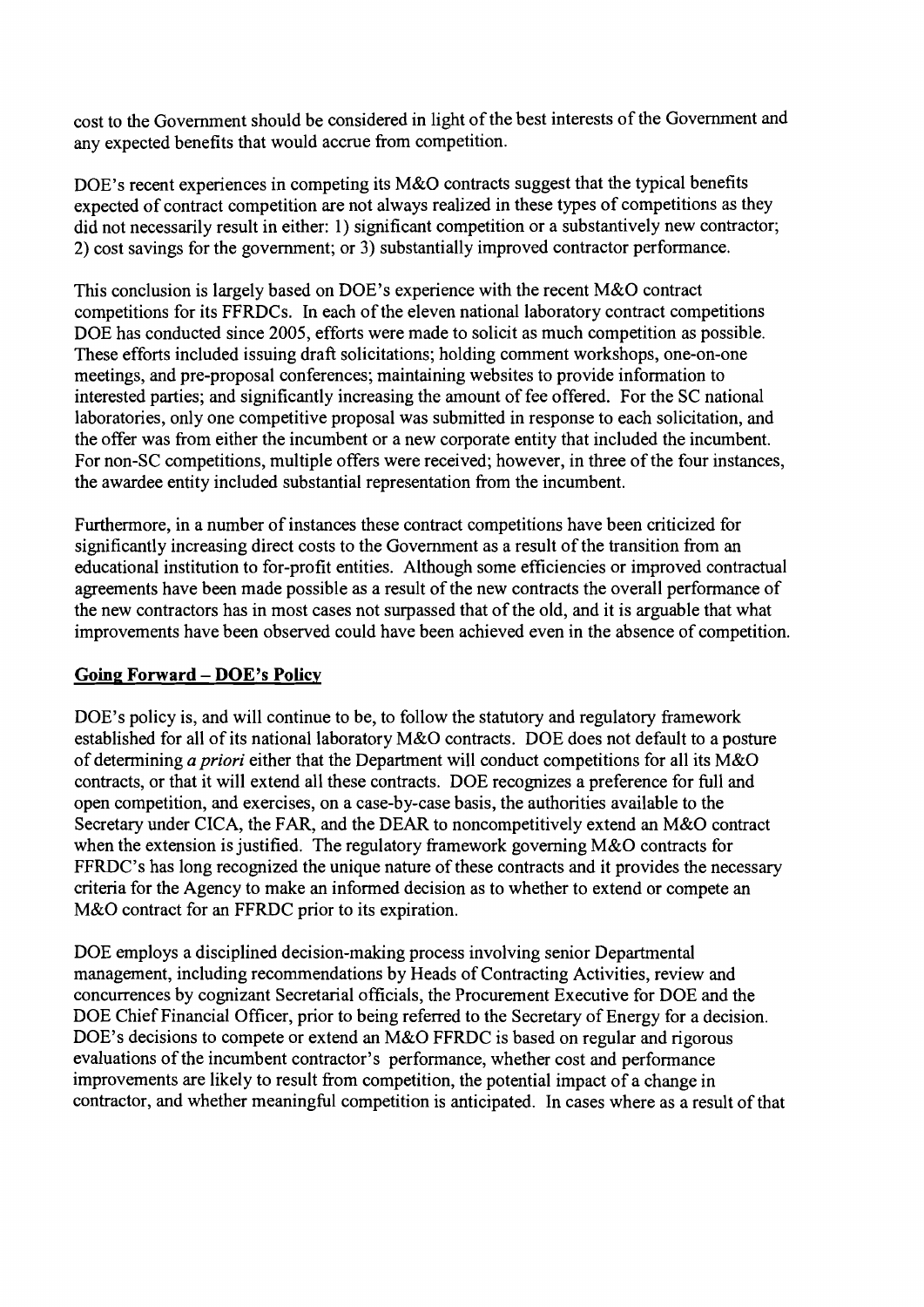cost to the Government should be considered in light of the best interests of the Government and any expected benefits that would accrue from competition.

DOE's recent experiences in competing its M&O contracts suggest that the typical benefits expected of contract competition are not always realized in these types of competitions as they did not necessarily result in either: 1) significant competition or a substantively new contractor; 2) cost savings for the government; or 3) substantially improved contractor performance.

This conclusion is largely based on DOE's experience with the recent M&O contract competitions for its FFRDCs. In each of the eleven national laboratory contract competitions DOE has conducted since 2005, efforts were made to solicit as much competition as possible. These efforts included issuing draft solicitations; holding comment workshops, one-on-one meetings, and pre-proposal conferences; maintaining websites to provide information to interested parties; and significantly increasing the amount of fee offered. For the SC national laboratories, only one competitive proposal was submitted in response to each solicitation, and the offer was from either the incumbent or a new corporate entity that included the incumbent. For non-SC competitions, multiple offers were received; however, in three of the four instances, the awardee entity included substantial representation from the incumbent.

Furthermore, in a number of instances these contract competitions have been criticized for significantly increasing direct costs to the Government as a result of the transition from an educational institution to for-profit entities. Although some efficiencies or improved contractual agreements have been made possible as a result of the new contracts the overall performance of the new contractors has in most cases not surpassed that of the old, and it is arguable that what improvements have been observed could have been achieved even in the absence of competition.

## Going Forward – DOE's Policy

DOE's policy is, and will continue to be, to follow the statutory and regulatory framework established for all of its national laboratory M&O contracts. DOE does not default to a posture of determining *a priori* either that the Department will conduct competitions for all its M&O contracts, or that it will extend all these contracts. DOE recognizes a preference for full and open competition, and exercises, on a case-by-case basis, the authorities available to the Secretary under CICA, the FAR, and the DEAR to noncompetitively extend an M&O contract when the extension is justified. The regulatory framework governing M&O contracts for FFRDC's has long recognized the unique nature of these contracts and it provides the necessary criteria for the Agency to make an informed decision as to whether to extend or compete an M&O contract for an FFRDC prior to its expiration.

DOE employs a disciplined decision-making process involving senior Departmental management, including recommendations by Heads of Contracting Activities, review and concurrences by cognizant Secretarial officials, the Procurement Executive for DOE and the DOE Chief Financial Officer, prior to being referred to the Secretary of Energy for a decision. DOE's decisions to compete or extend an M&O FFRDC is based on regular and rigorous evaluations of the incumbent contractor's performance, whether cost and performance improvements are likely to result from competition, the potential impact of a change in contractor, and whether meaningful competition is anticipated. In cases where as a result of that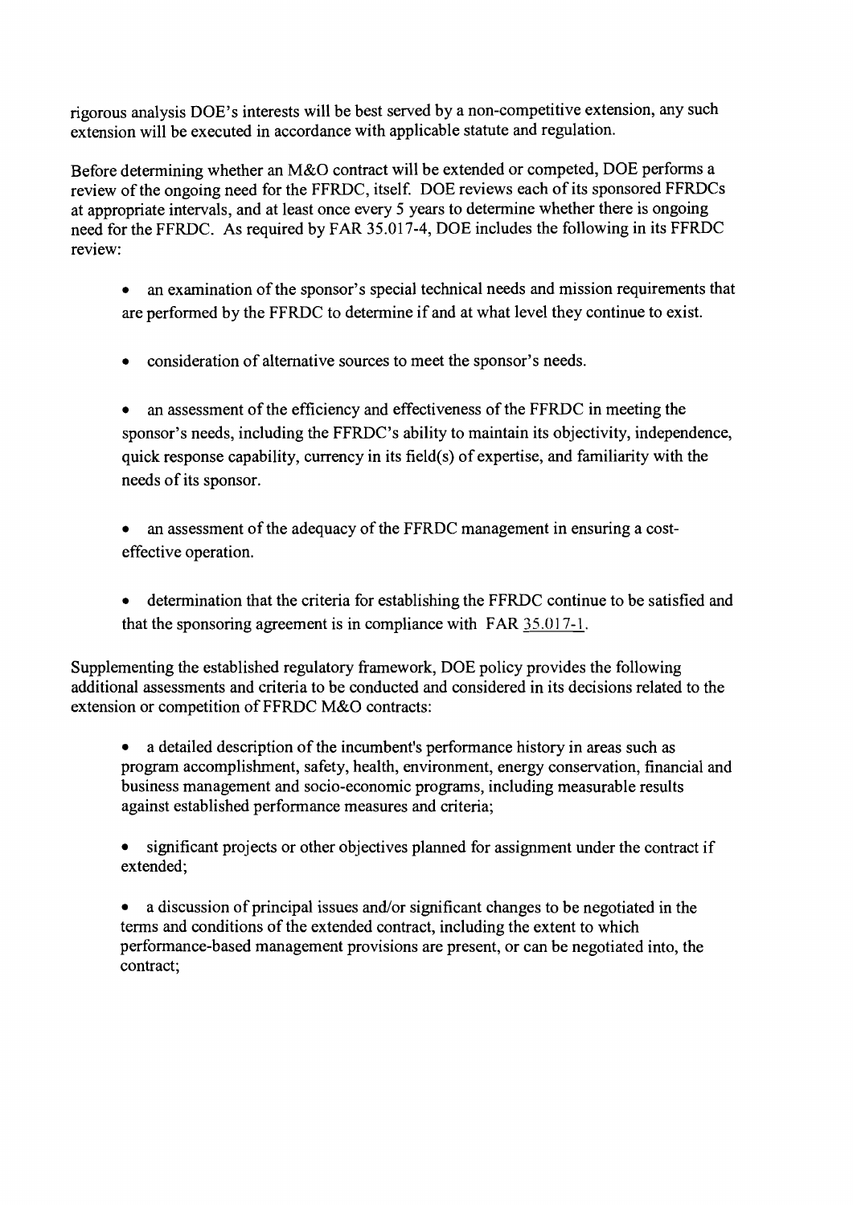rigorous analysis DOE's interests will be best served by a non-competitive extension, any such extension will be executed in accordance with applicable statute and regulation.

Before determining whether an M&O contract will be extended or competed, DOE performs a review of the ongoing need for the FFRDC, itself. DOE reviews each of its sponsored FFRDCs at appropriate intervals, and at least once every 5 years to determine whether there is ongoing need for the FFRDC. As required by FAR 35.017-4, DOE includes the following in its FFRDC review:

- an examination of the sponsor's special technical needs and mission requirements that are performed by the FFRDC to determine if and at what level they continue to exist.
- consideration of alternative sources to meet the sponsor's needs.
- an assessment of the efficiency and effectiveness of the FFRDC in meeting the sponsor's needs, including the FFRDC's ability to maintain its objectivity, independence, quick response capability, currency in its field(s) of expertise, and familiarity with the needs of its sponsor.
- an assessment of the adequacy of the FFRDC management in ensuring a cost-effective operation.
- determination that the criteria for establishing the FFRDC continue to be satisfied and that the sponsoring agreement is in compliance with FAR 35.017-1.

Supplementing the established regulatory framework, DOE policy provides the following additional assessments and criteria to be conducted and considered in its decisions related to the extension or competition of FFRDC M&O contracts:

- a detailed description of the incumbent's performance history in areas such as program accomplishment, safety, health, environment, energy conservation, financial and business management and socio-economic programs, including measurable results against established performance measures and criteria;
- significant projects or other objectives planned for assignment under the contract if extended;
- a discussion of principal issues and/or significant changes to be negotiated in the terms and conditions of the extended contract, including the extent to which performance-based management provisions are present, or can be negotiated into, the contract;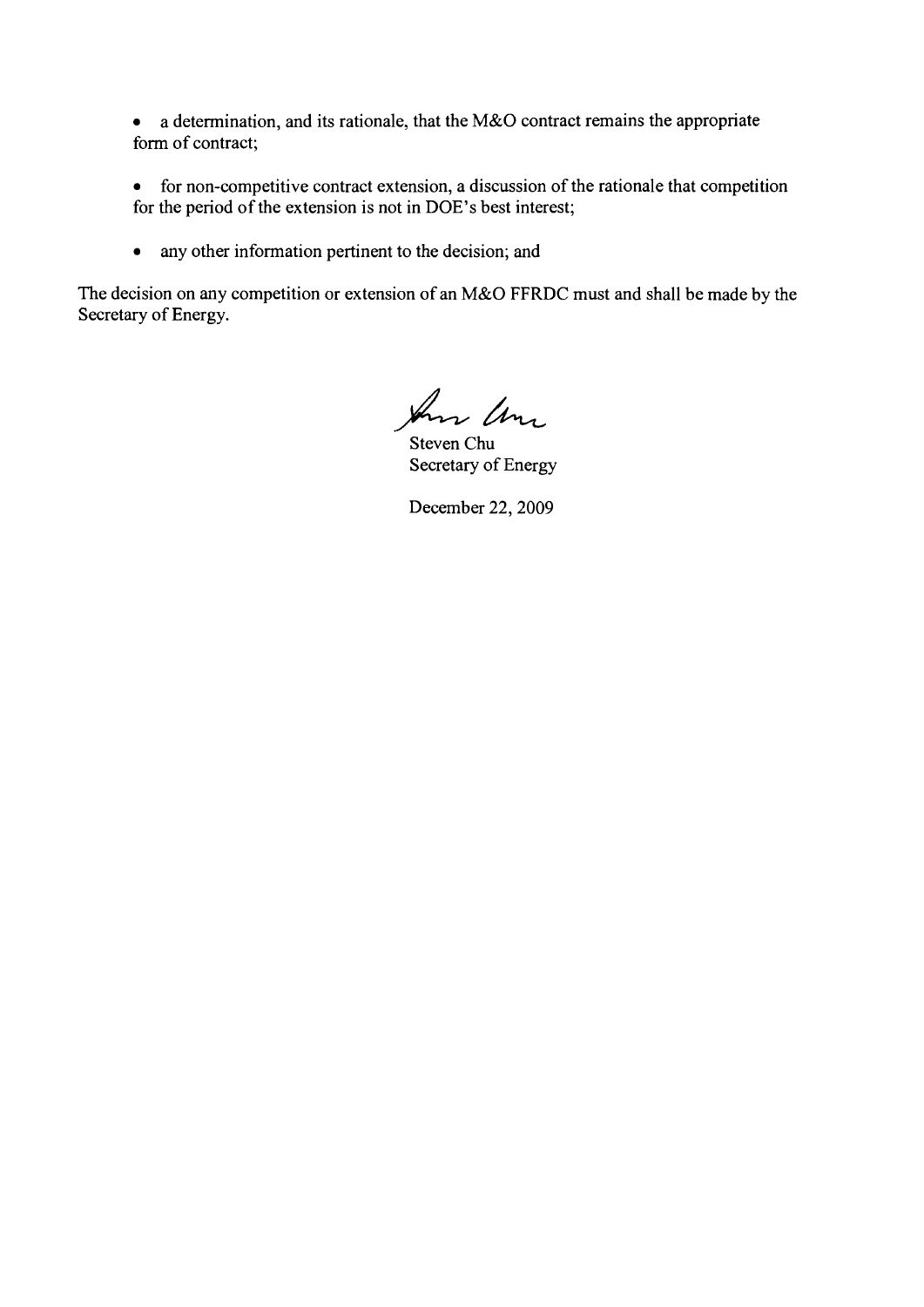- a determination, and its rationale, that the M&O contract remains the appropriate form of contract;

- for non-competitive contract extension, a discussion of the rationale that competition for the period of the extension is not in DOE's best interest;

- any other information pertinent to the decision; and

The decision on any competition or extension of an M&O FFRDC must and shall be made by the Secretary of Energy.

Steven Chu
Secretary of Energy

December 22, 2009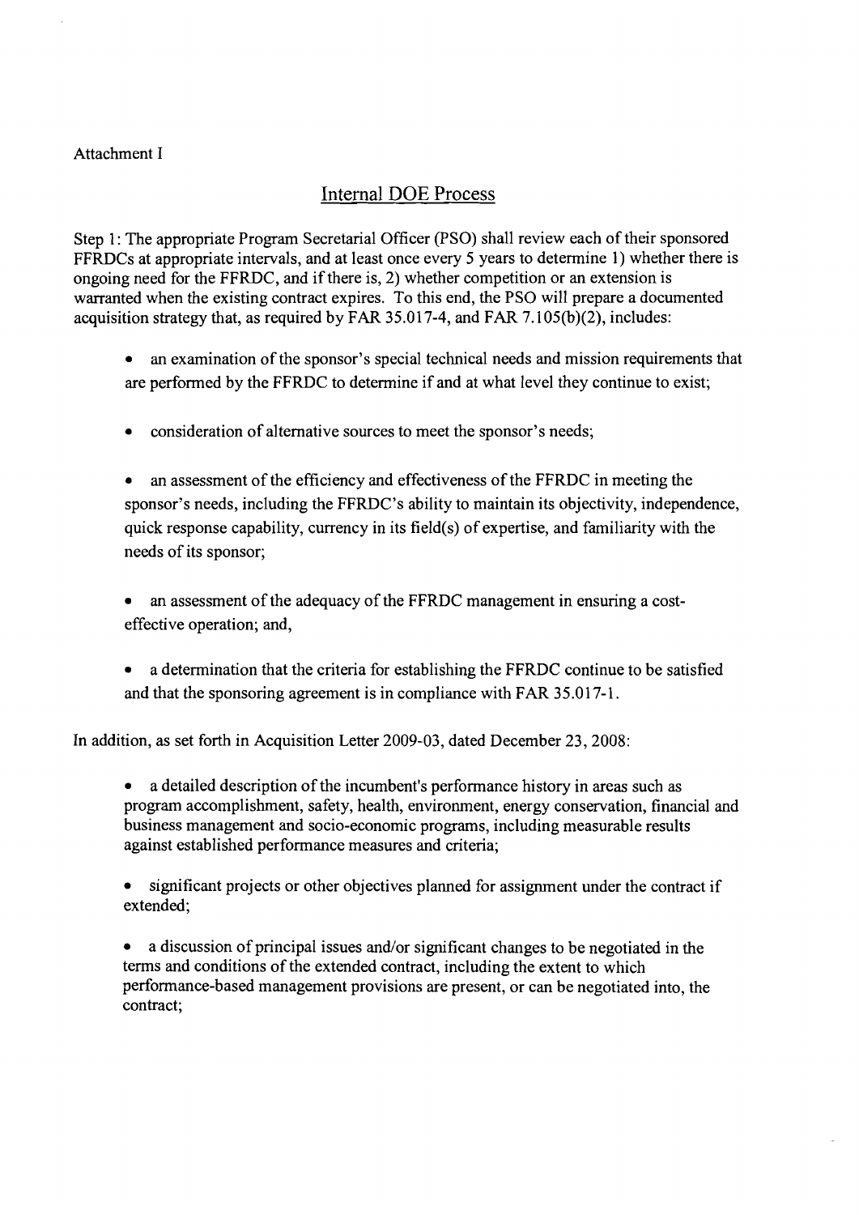Attachment I

## Internal DOE Process

Step 1: The appropriate Program Secretarial Officer (PSO) shall review each of their sponsored FFRDCs at appropriate intervals, and at least once every 5 years to determine 1) whether there is ongoing need for the FFRDC, and if there is, 2) whether competition or an extension is warranted when the existing contract expires. To this end, the PSO will prepare a documented acquisition strategy that, as required by FAR 35.017-4, and FAR 7.105(b)(2), includes:

- an examination of the sponsor's special technical needs and mission requirements that are performed by the FFRDC to determine if and at what level they continue to exist;
- consideration of alternative sources to meet the sponsor's needs;
- an assessment of the efficiency and effectiveness of the FFRDC in meeting the sponsor's needs, including the FFRDC's ability to maintain its objectivity, independence, quick response capability, currency in its field(s) of expertise, and familiarity with the needs of its sponsor;
- an assessment of the adequacy of the FFRDC management in ensuring a cost-effective operation; and,
- a determination that the criteria for establishing the FFRDC continue to be satisfied and that the sponsoring agreement is in compliance with FAR 35.017-1.

In addition, as set forth in Acquisition Letter 2009-03, dated December 23, 2008:

- a detailed description of the incumbent's performance history in areas such as program accomplishment, safety, health, environment, energy conservation, financial and business management and socio-economic programs, including measurable results against established performance measures and criteria;
- significant projects or other objectives planned for assignment under the contract if extended;
- a discussion of principal issues and/or significant changes to be negotiated in the terms and conditions of the extended contract, including the extent to which performance-based management provisions are present, or can be negotiated into, the contract;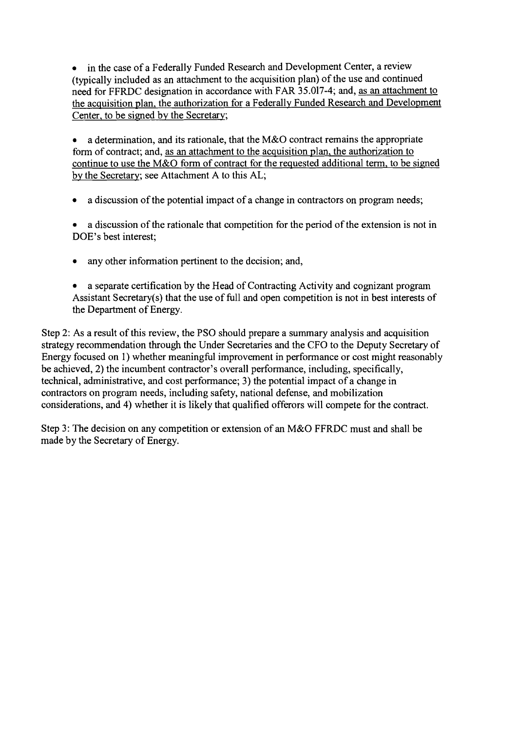- in the case of a Federally Funded Research and Development Center, a review (typically included as an attachment to the acquisition plan) of the use and continued need for FFRDC designation in accordance with FAR 35.017-4; and, <u>as an attachment to the acquisition plan, the authorization for a Federally Funded Research and Development Center, to be signed by the Secretary</u>;

- a determination, and its rationale, that the M&O contract remains the appropriate form of contract; and, <u>as an attachment to the acquisition plan, the authorization to continue to use the M&O form of contract for the requested additional term, to be signed by the Secretary</u>; see Attachment A to this AL;

- a discussion of the potential impact of a change in contractors on program needs;

- a discussion of the rationale that competition for the period of the extension is not in DOE's best interest;

- any other information pertinent to the decision; and,

- a separate certification by the Head of Contracting Activity and cognizant program Assistant Secretary(s) that the use of full and open competition is not in best interests of the Department of Energy.

Step 2: As a result of this review, the PSO should prepare a summary analysis and acquisition strategy recommendation through the Under Secretaries and the CFO to the Deputy Secretary of Energy focused on 1) whether meaningful improvement in performance or cost might reasonably be achieved, 2) the incumbent contractor's overall performance, including, specifically, technical, administrative, and cost performance; 3) the potential impact of a change in contractors on program needs, including safety, national defense, and mobilization considerations, and 4) whether it is likely that qualified offerors will compete for the contract.

Step 3: The decision on any competition or extension of an M&O FFRDC must and shall be made by the Secretary of Energy.